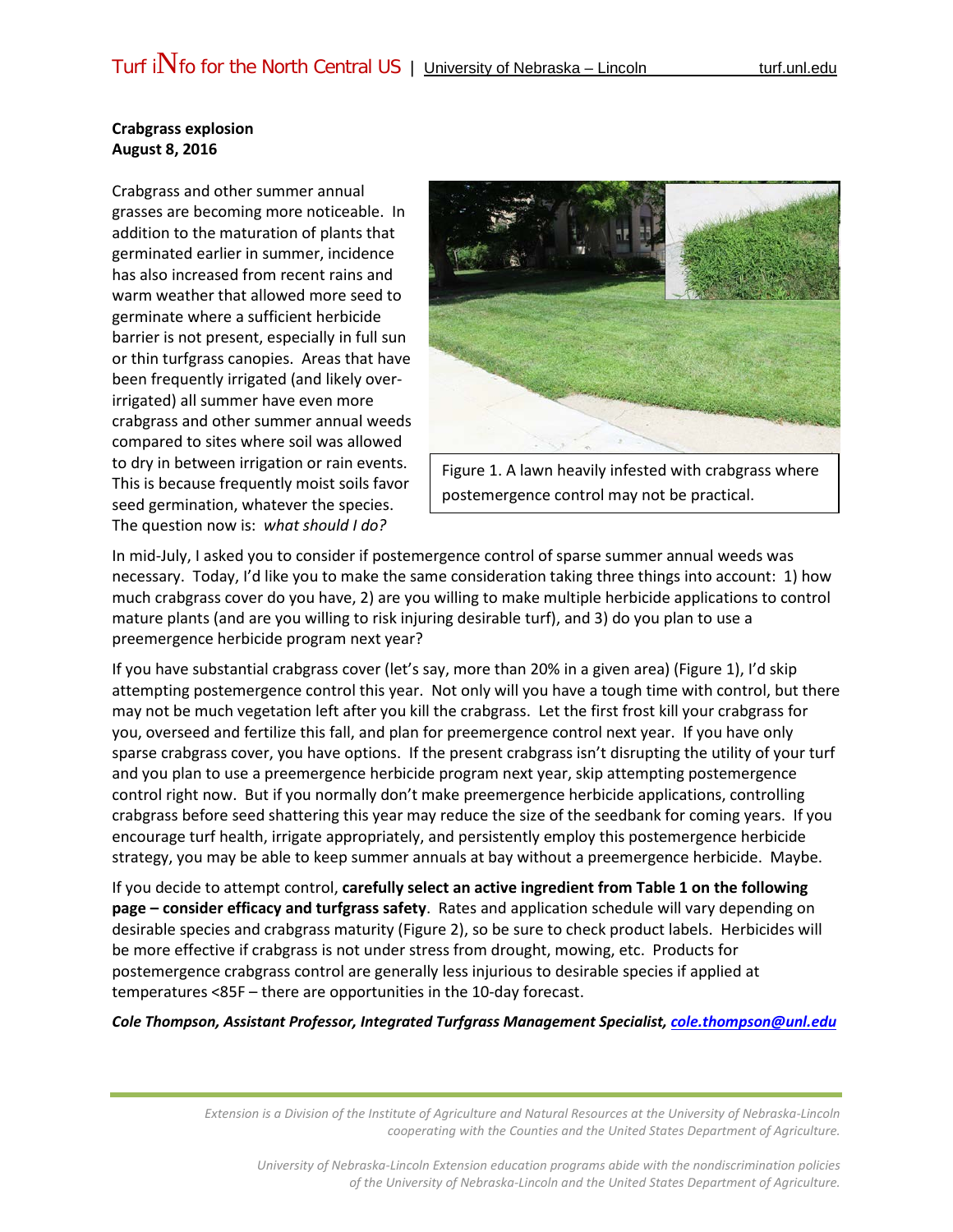**Crabgrass explosion**
**August 8, 2016**

Crabgrass and other summer annual grasses are becoming more noticeable. In addition to the maturation of plants that germinated earlier in summer, incidence has also increased from recent rains and warm weather that allowed more seed to germinate where a sufficient herbicide barrier is not present, especially in full sun or thin turfgrass canopies. Areas that have been frequently irrigated (and likely over-irrigated) all summer have even more crabgrass and other summer annual weeds compared to sites where soil was allowed to dry in between irrigation or rain events. This is because frequently moist soils favor seed germination, whatever the species. The question now is: *what should I do?*

Figure 1. A lawn heavily infested with crabgrass where postemergence control may not be practical.

In mid-July, I asked you to consider if postemergence control of sparse summer annual weeds was necessary. Today, I'd like you to make the same consideration taking three things into account: 1) how much crabgrass cover do you have, 2) are you willing to make multiple herbicide applications to control mature plants (and are you willing to risk injuring desirable turf), and 3) do you plan to use a preemergence herbicide program next year?

If you have substantial crabgrass cover (let's say, more than 20% in a given area) (Figure 1), I'd skip attempting postemergence control this year. Not only will you have a tough time with control, but there may not be much vegetation left after you kill the crabgrass. Let the first frost kill your crabgrass for you, overseed and fertilize this fall, and plan for preemergence control next year. If you have only sparse crabgrass cover, you have options. If the present crabgrass isn't disrupting the utility of your turf and you plan to use a preemergence herbicide program next year, skip attempting postemergence control right now. But if you normally don't make preemergence herbicide applications, controlling crabgrass before seed shattering this year may reduce the size of the seedbank for coming years. If you encourage turf health, irrigate appropriately, and persistently employ this postemergence herbicide strategy, you may be able to keep summer annuals at bay without a preemergence herbicide. Maybe.

If you decide to attempt control, **carefully select an active ingredient from Table 1 on the following page – consider efficacy and turfgrass safety**. Rates and application schedule will vary depending on desirable species and crabgrass maturity (Figure 2), so be sure to check product labels. Herbicides will be more effective if crabgrass is not under stress from drought, mowing, etc. Products for postemergence crabgrass control are generally less injurious to desirable species if applied at temperatures <85F – there are opportunities in the 10-day forecast.

***Cole Thompson, Assistant Professor, Integrated Turfgrass Management Specialist, cole.thompson@unl.edu***

*Extension is a Division of the Institute of Agriculture and Natural Resources at the University of Nebraska-Lincoln cooperating with the Counties and the United States Department of Agriculture.*

*University of Nebraska-Lincoln Extension education programs abide with the nondiscrimination policies of the University of Nebraska-Lincoln and the United States Department of Agriculture.*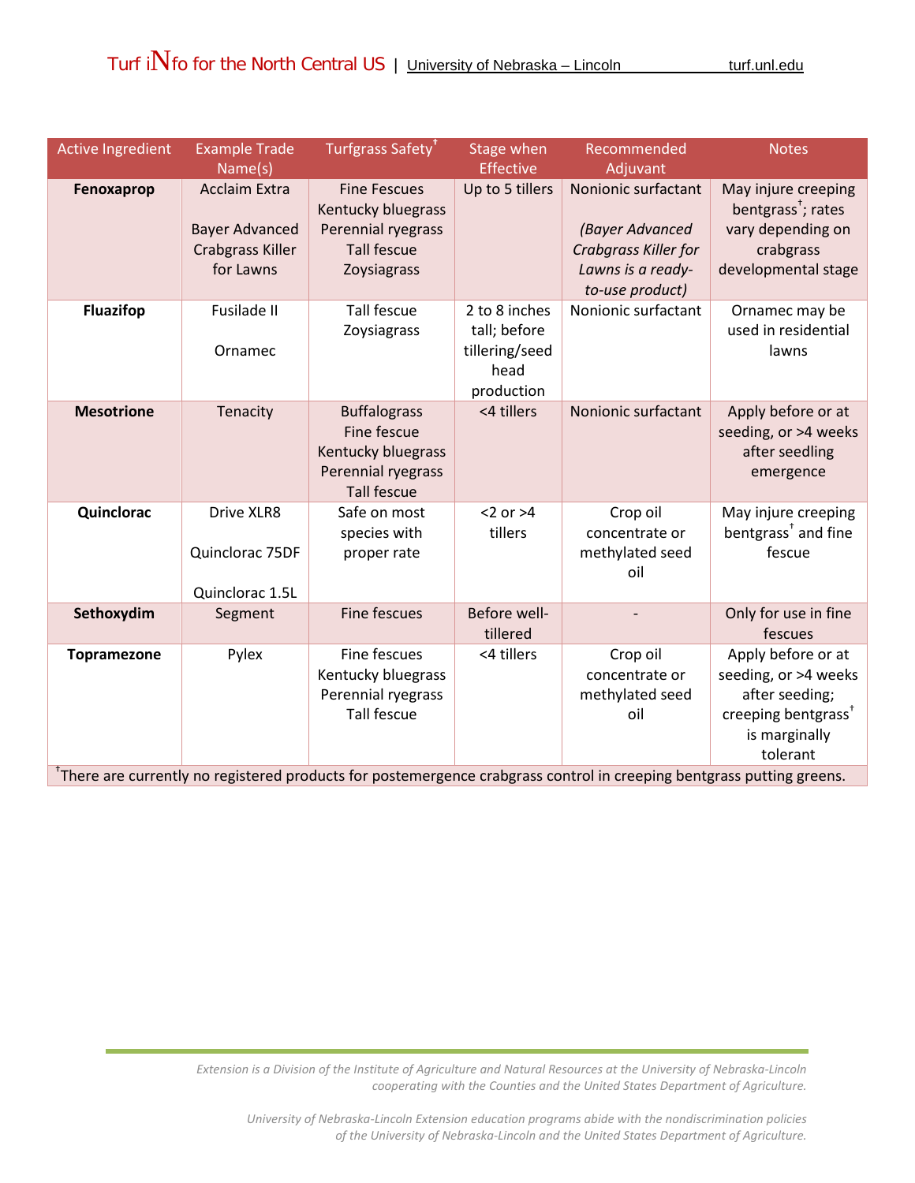| Active Ingredient | Example Trade Name(s) | Turfgrass Safety[†] | Stage when Effective | Recommended Adjuvant | Notes |
|---|---|---|---|---|---|
| **Fenoxaprop** | Acclaim Extra<br><br>Bayer Advanced Crabgrass Killer for Lawns | Fine Fescues<br>Kentucky bluegrass<br>Perennial ryegrass<br>Tall fescue<br>Zoysiagrass | Up to 5 tillers | Nonionic surfactant<br><br>*(Bayer Advanced Crabgrass Killer for Lawns is a ready-to-use product)* | May injure creeping bentgrass[†]; rates vary depending on crabgrass developmental stage |
| **Fluazifop** | Fusilade II<br><br>Ornamec | Tall fescue<br>Zoysiagrass | 2 to 8 inches tall; before tillering/seed head production | Nonionic surfactant | Ornamec may be used in residential lawns |
| **Mesotrione** | Tenacity | Buffalograss<br>Fine fescue<br>Kentucky bluegrass<br>Perennial ryegrass<br>Tall fescue | <4 tillers | Nonionic surfactant | Apply before or at seeding, or >4 weeks after seedling emergence |
| **Quinclorac** | Drive XLR8<br><br>Quinclorac 75DF<br><br>Quinclorac 1.5L | Safe on most species with proper rate | <2 or >4 tillers | Crop oil concentrate or methylated seed oil | May injure creeping bentgrass[†] and fine fescue |
| **Sethoxydim** | Segment | Fine fescues | Before well-tillered | - | Only for use in fine fescues |
| **Topramezone** | Pylex | Fine fescues<br>Kentucky bluegrass<br>Perennial ryegrass<br>Tall fescue | <4 tillers | Crop oil concentrate or methylated seed oil | Apply before or at seeding, or >4 weeks after seeding; creeping bentgrass[†] is marginally tolerant |

[†]There are currently no registered products for postemergence crabgrass control in creeping bentgrass putting greens.

*Extension is a Division of the Institute of Agriculture and Natural Resources at the University of Nebraska-Lincoln cooperating with the Counties and the United States Department of Agriculture.*

*University of Nebraska-Lincoln Extension education programs abide with the nondiscrimination policies of the University of Nebraska-Lincoln and the United States Department of Agriculture.*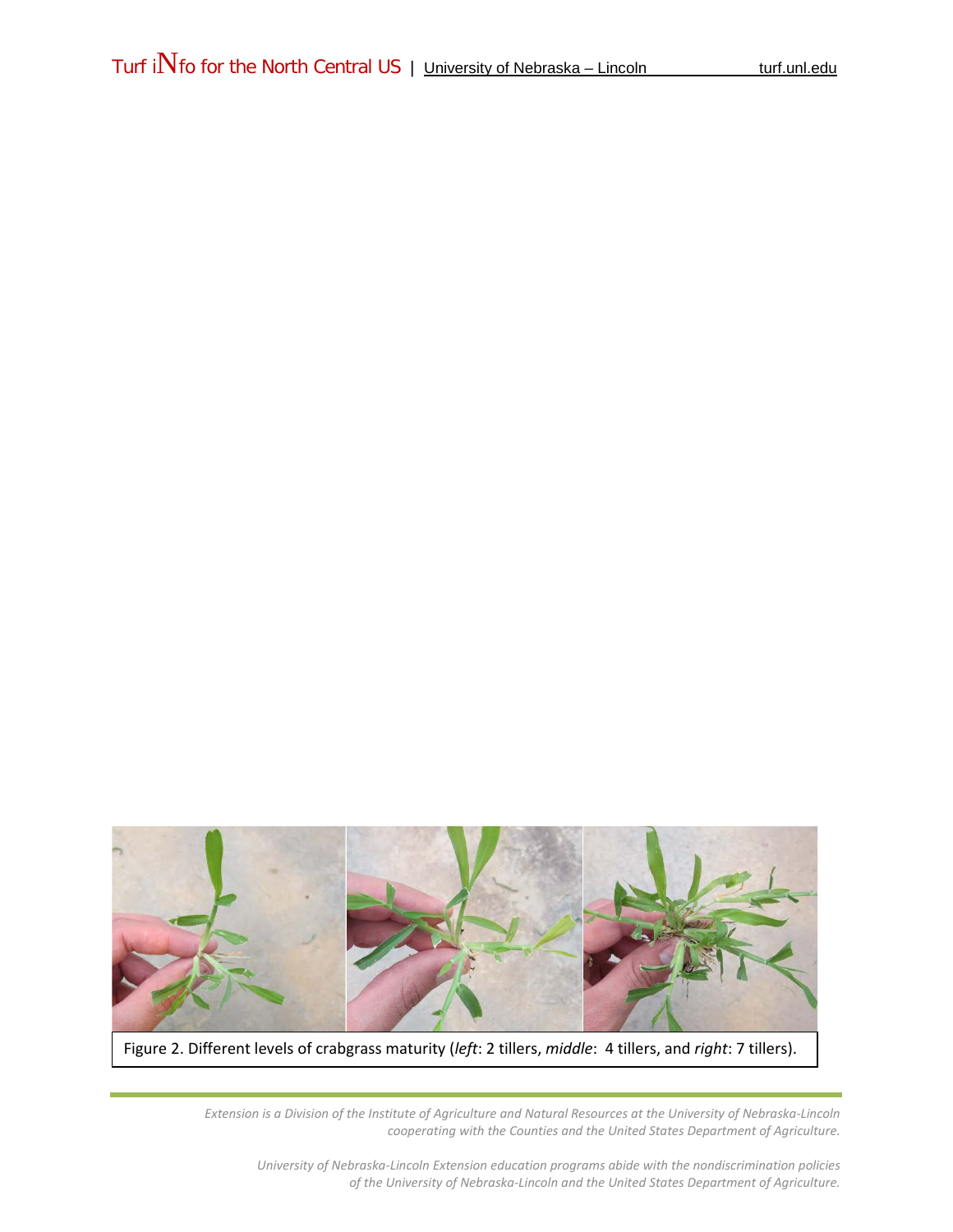Figure 2. Different levels of crabgrass maturity (*left*: 2 tillers, *middle*: 4 tillers, and *right*: 7 tillers).

*Extension is a Division of the Institute of Agriculture and Natural Resources at the University of Nebraska-Lincoln cooperating with the Counties and the United States Department of Agriculture.*

*University of Nebraska-Lincoln Extension education programs abide with the nondiscrimination policies of the University of Nebraska-Lincoln and the United States Department of Agriculture.*